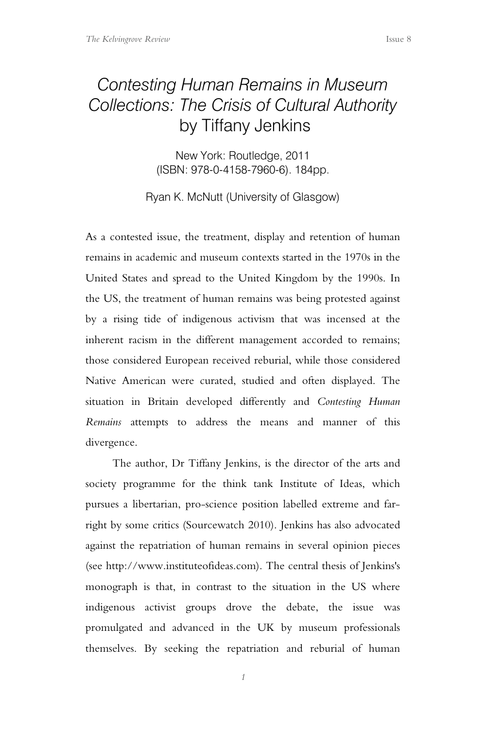# *Contesting Human Remains in Museum Collections: The Crisis of Cultural Authority* by Tiffany Jenkins

New York: Routledge, 2011
(ISBN: 978-0-4158-7960-6). 184pp.

Ryan K. McNutt (University of Glasgow)

As a contested issue, the treatment, display and retention of human remains in academic and museum contexts started in the 1970s in the United States and spread to the United Kingdom by the 1990s. In the US, the treatment of human remains was being protested against by a rising tide of indigenous activism that was incensed at the inherent racism in the different management accorded to remains; those considered European received reburial, while those considered Native American were curated, studied and often displayed. The situation in Britain developed differently and *Contesting Human Remains* attempts to address the means and manner of this divergence.

The author, Dr Tiffany Jenkins, is the director of the arts and society programme for the think tank Institute of Ideas, which pursues a libertarian, pro-science position labelled extreme and far-right by some critics (Sourcewatch 2010). Jenkins has also advocated against the repatriation of human remains in several opinion pieces (see http://www.instituteofideas.com). The central thesis of Jenkins's monograph is that, in contrast to the situation in the US where indigenous activist groups drove the debate, the issue was promulgated and advanced in the UK by museum professionals themselves. By seeking the repatriation and reburial of human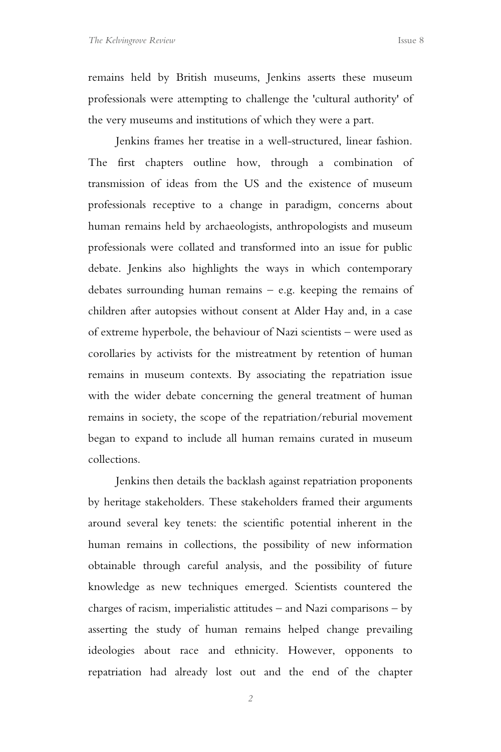remains held by British museums, Jenkins asserts these museum professionals were attempting to challenge the 'cultural authority' of the very museums and institutions of which they were a part.

Jenkins frames her treatise in a well-structured, linear fashion. The first chapters outline how, through a combination of transmission of ideas from the US and the existence of museum professionals receptive to a change in paradigm, concerns about human remains held by archaeologists, anthropologists and museum professionals were collated and transformed into an issue for public debate. Jenkins also highlights the ways in which contemporary debates surrounding human remains – e.g. keeping the remains of children after autopsies without consent at Alder Hay and, in a case of extreme hyperbole, the behaviour of Nazi scientists – were used as corollaries by activists for the mistreatment by retention of human remains in museum contexts. By associating the repatriation issue with the wider debate concerning the general treatment of human remains in society, the scope of the repatriation/reburial movement began to expand to include all human remains curated in museum collections.

Jenkins then details the backlash against repatriation proponents by heritage stakeholders. These stakeholders framed their arguments around several key tenets: the scientific potential inherent in the human remains in collections, the possibility of new information obtainable through careful analysis, and the possibility of future knowledge as new techniques emerged. Scientists countered the charges of racism, imperialistic attitudes – and Nazi comparisons – by asserting the study of human remains helped change prevailing ideologies about race and ethnicity. However, opponents to repatriation had already lost out and the end of the chapter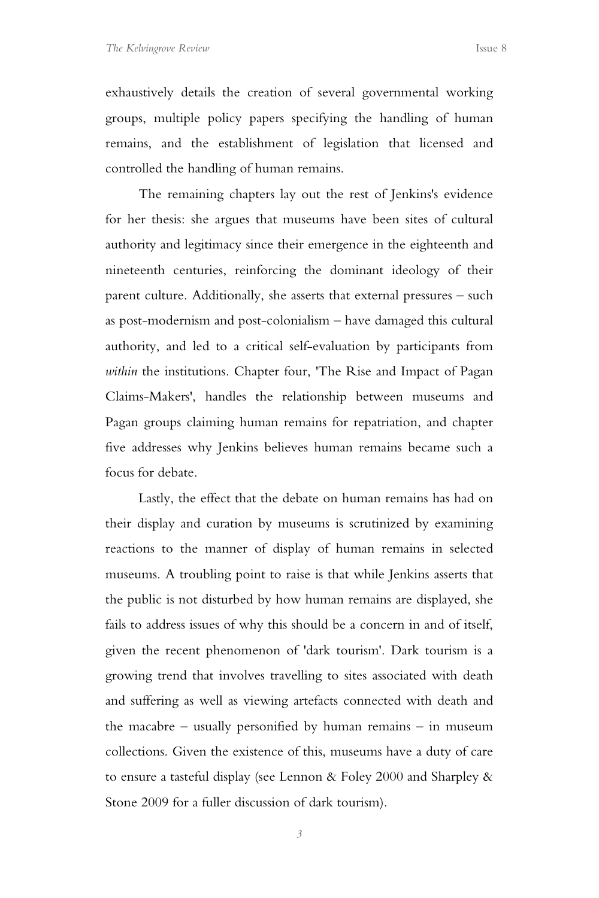exhaustively details the creation of several governmental working groups, multiple policy papers specifying the handling of human remains, and the establishment of legislation that licensed and controlled the handling of human remains.

The remaining chapters lay out the rest of Jenkins's evidence for her thesis: she argues that museums have been sites of cultural authority and legitimacy since their emergence in the eighteenth and nineteenth centuries, reinforcing the dominant ideology of their parent culture. Additionally, she asserts that external pressures – such as post-modernism and post-colonialism – have damaged this cultural authority, and led to a critical self-evaluation by participants from *within* the institutions. Chapter four, 'The Rise and Impact of Pagan Claims-Makers', handles the relationship between museums and Pagan groups claiming human remains for repatriation, and chapter five addresses why Jenkins believes human remains became such a focus for debate.

Lastly, the effect that the debate on human remains has had on their display and curation by museums is scrutinized by examining reactions to the manner of display of human remains in selected museums. A troubling point to raise is that while Jenkins asserts that the public is not disturbed by how human remains are displayed, she fails to address issues of why this should be a concern in and of itself, given the recent phenomenon of 'dark tourism'. Dark tourism is a growing trend that involves travelling to sites associated with death and suffering as well as viewing artefacts connected with death and the macabre – usually personified by human remains – in museum collections. Given the existence of this, museums have a duty of care to ensure a tasteful display (see Lennon & Foley 2000 and Sharpley & Stone 2009 for a fuller discussion of dark tourism).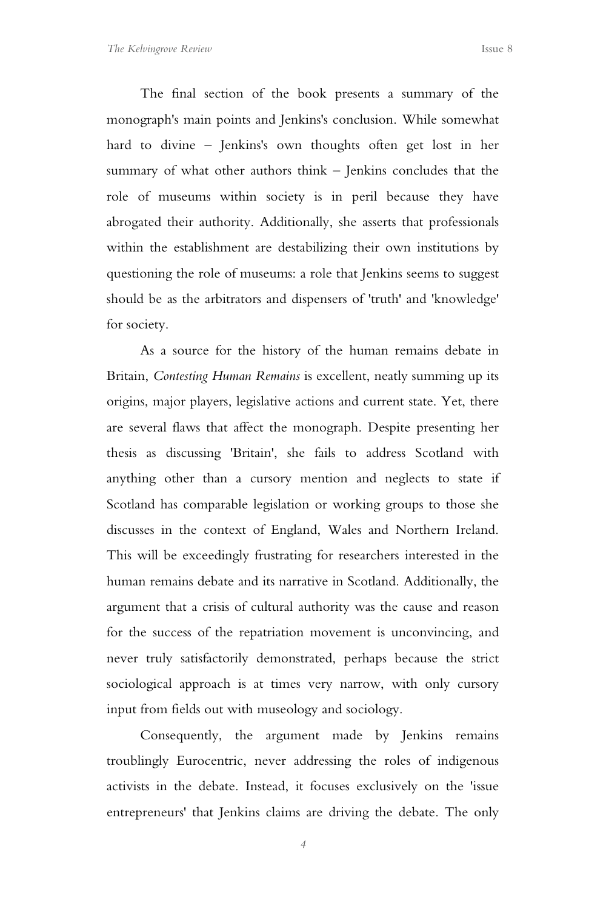The final section of the book presents a summary of the monograph's main points and Jenkins's conclusion. While somewhat hard to divine – Jenkins's own thoughts often get lost in her summary of what other authors think – Jenkins concludes that the role of museums within society is in peril because they have abrogated their authority. Additionally, she asserts that professionals within the establishment are destabilizing their own institutions by questioning the role of museums: a role that Jenkins seems to suggest should be as the arbitrators and dispensers of 'truth' and 'knowledge' for society.

As a source for the history of the human remains debate in Britain, *Contesting Human Remains* is excellent, neatly summing up its origins, major players, legislative actions and current state. Yet, there are several flaws that affect the monograph. Despite presenting her thesis as discussing 'Britain', she fails to address Scotland with anything other than a cursory mention and neglects to state if Scotland has comparable legislation or working groups to those she discusses in the context of England, Wales and Northern Ireland. This will be exceedingly frustrating for researchers interested in the human remains debate and its narrative in Scotland. Additionally, the argument that a crisis of cultural authority was the cause and reason for the success of the repatriation movement is unconvincing, and never truly satisfactorily demonstrated, perhaps because the strict sociological approach is at times very narrow, with only cursory input from fields out with museology and sociology.

Consequently, the argument made by Jenkins remains troublingly Eurocentric, never addressing the roles of indigenous activists in the debate. Instead, it focuses exclusively on the 'issue entrepreneurs' that Jenkins claims are driving the debate. The only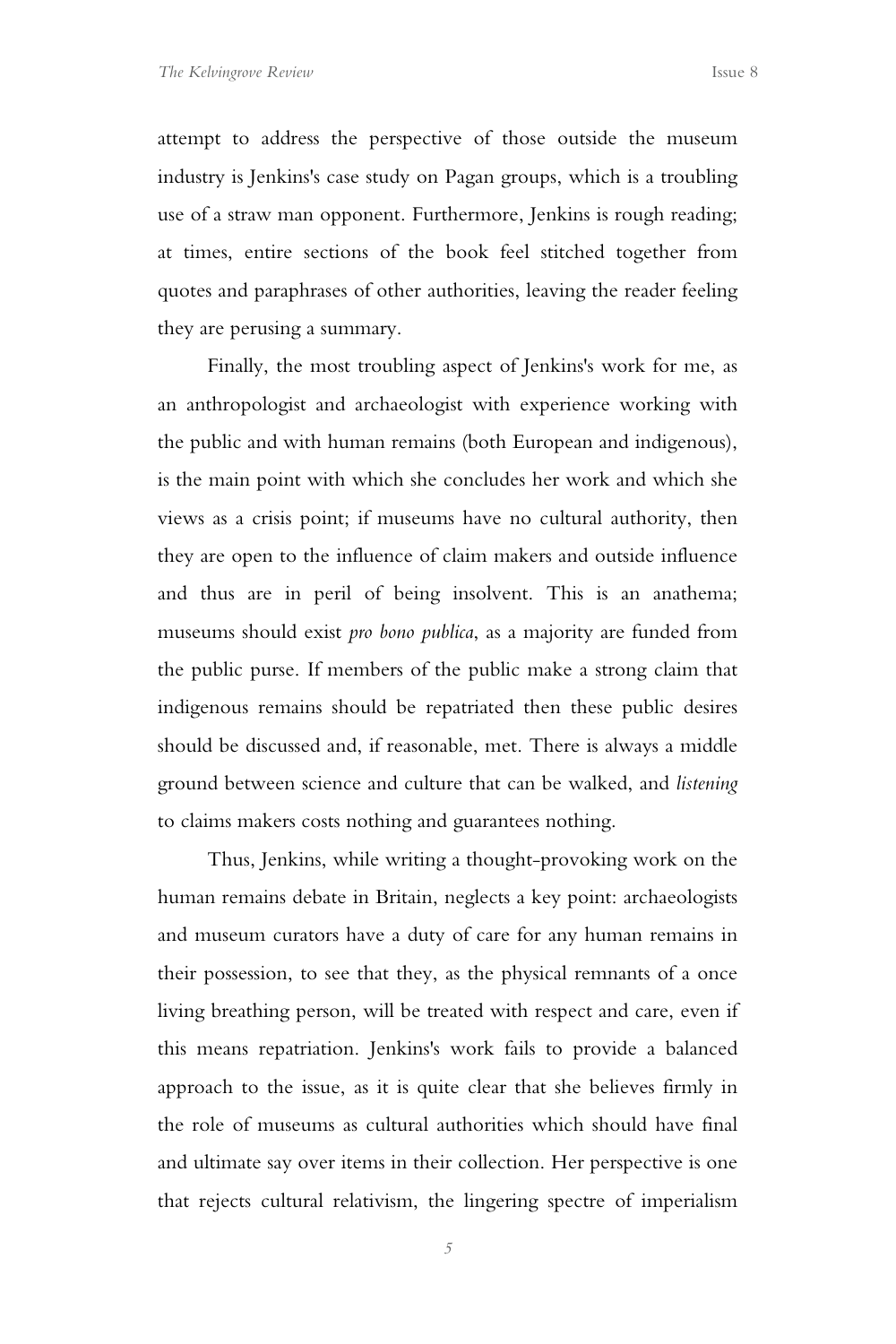attempt to address the perspective of those outside the museum industry is Jenkins's case study on Pagan groups, which is a troubling use of a straw man opponent. Furthermore, Jenkins is rough reading; at times, entire sections of the book feel stitched together from quotes and paraphrases of other authorities, leaving the reader feeling they are perusing a summary.

Finally, the most troubling aspect of Jenkins's work for me, as an anthropologist and archaeologist with experience working with the public and with human remains (both European and indigenous), is the main point with which she concludes her work and which she views as a crisis point; if museums have no cultural authority, then they are open to the influence of claim makers and outside influence and thus are in peril of being insolvent. This is an anathema; museums should exist *pro bono publica*, as a majority are funded from the public purse. If members of the public make a strong claim that indigenous remains should be repatriated then these public desires should be discussed and, if reasonable, met. There is always a middle ground between science and culture that can be walked, and *listening* to claims makers costs nothing and guarantees nothing.

Thus, Jenkins, while writing a thought-provoking work on the human remains debate in Britain, neglects a key point: archaeologists and museum curators have a duty of care for any human remains in their possession, to see that they, as the physical remnants of a once living breathing person, will be treated with respect and care, even if this means repatriation. Jenkins's work fails to provide a balanced approach to the issue, as it is quite clear that she believes firmly in the role of museums as cultural authorities which should have final and ultimate say over items in their collection. Her perspective is one that rejects cultural relativism, the lingering spectre of imperialism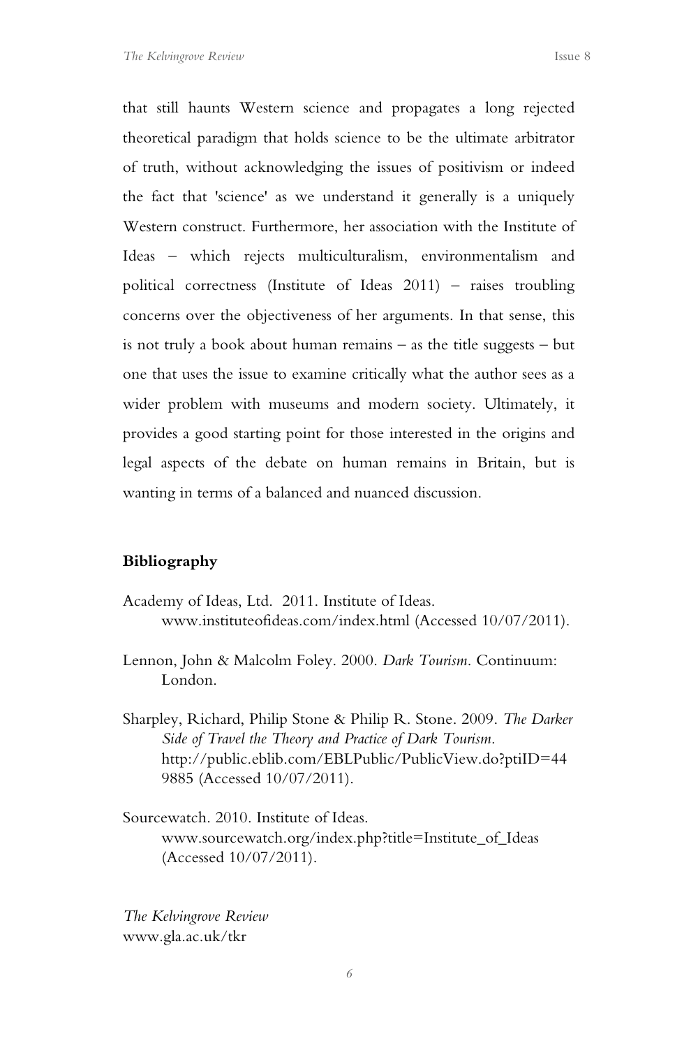that still haunts Western science and propagates a long rejected theoretical paradigm that holds science to be the ultimate arbitrator of truth, without acknowledging the issues of positivism or indeed the fact that 'science' as we understand it generally is a uniquely Western construct. Furthermore, her association with the Institute of Ideas – which rejects multiculturalism, environmentalism and political correctness (Institute of Ideas 2011) – raises troubling concerns over the objectiveness of her arguments. In that sense, this is not truly a book about human remains – as the title suggests – but one that uses the issue to examine critically what the author sees as a wider problem with museums and modern society. Ultimately, it provides a good starting point for those interested in the origins and legal aspects of the debate on human remains in Britain, but is wanting in terms of a balanced and nuanced discussion.

## Bibliography

Academy of Ideas, Ltd. 2011. Institute of Ideas. www.instituteofideas.com/index.html (Accessed 10/07/2011).

Lennon, John & Malcolm Foley. 2000. *Dark Tourism*. Continuum: London.

Sharpley, Richard, Philip Stone & Philip R. Stone. 2009. *The Darker Side of Travel the Theory and Practice of Dark Tourism*. http://public.eblib.com/EBLPublic/PublicView.do?ptiID=449885 (Accessed 10/07/2011).

Sourcewatch. 2010. Institute of Ideas. www.sourcewatch.org/index.php?title=Institute_of_Ideas (Accessed 10/07/2011).

*The Kelvingrove Review*
www.gla.ac.uk/tkr